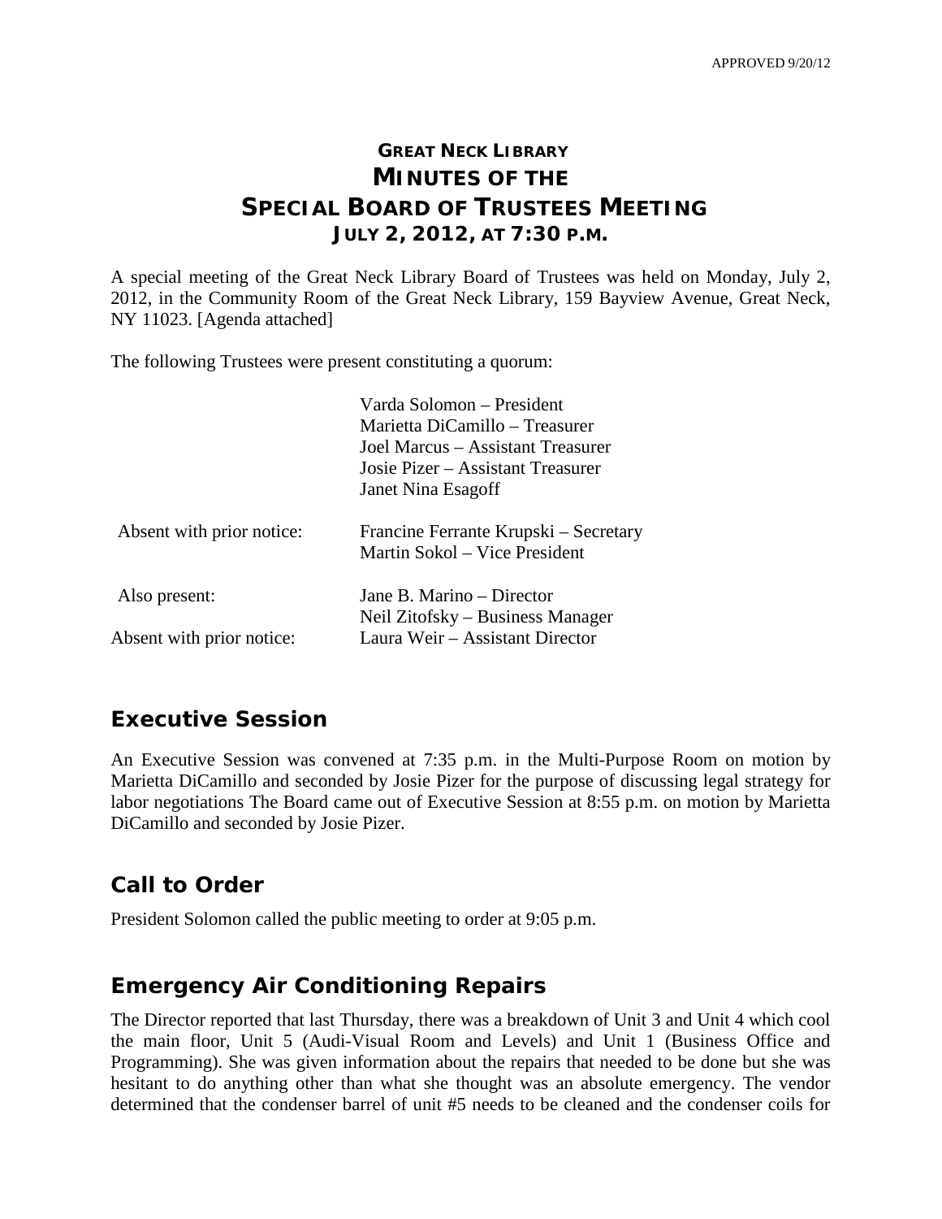APPROVED 9/20/12

# GREAT NECK LIBRARY
# MINUTES OF THE
# SPECIAL BOARD OF TRUSTEES MEETING
## JULY 2, 2012, AT 7:30 P.M.

A special meeting of the Great Neck Library Board of Trustees was held on Monday, July 2, 2012, in the Community Room of the Great Neck Library, 159 Bayview Avenue, Great Neck, NY 11023. [Agenda attached]

The following Trustees were present constituting a quorum:

| | |
|---|---|
| | Varda Solomon – President |
| | Marietta DiCamillo – Treasurer |
| | Joel Marcus – Assistant Treasurer |
| | Josie Pizer – Assistant Treasurer |
| | Janet Nina Esagoff |
| Absent with prior notice: | Francine Ferrante Krupski – Secretary |
| | Martin Sokol – Vice President |
| Also present: | Jane B. Marino – Director |
| | Neil Zitofsky – Business Manager |
| Absent with prior notice: | Laura Weir – Assistant Director |

## Executive Session

An Executive Session was convened at 7:35 p.m. in the Multi-Purpose Room on motion by Marietta DiCamillo and seconded by Josie Pizer for the purpose of discussing legal strategy for labor negotiations The Board came out of Executive Session at 8:55 p.m. on motion by Marietta DiCamillo and seconded by Josie Pizer.

## Call to Order

President Solomon called the public meeting to order at 9:05 p.m.

## Emergency Air Conditioning Repairs

The Director reported that last Thursday, there was a breakdown of Unit 3 and Unit 4 which cool the main floor, Unit 5 (Audi-Visual Room and Levels) and Unit 1 (Business Office and Programming). She was given information about the repairs that needed to be done but she was hesitant to do anything other than what she thought was an absolute emergency. The vendor determined that the condenser barrel of unit #5 needs to be cleaned and the condenser coils for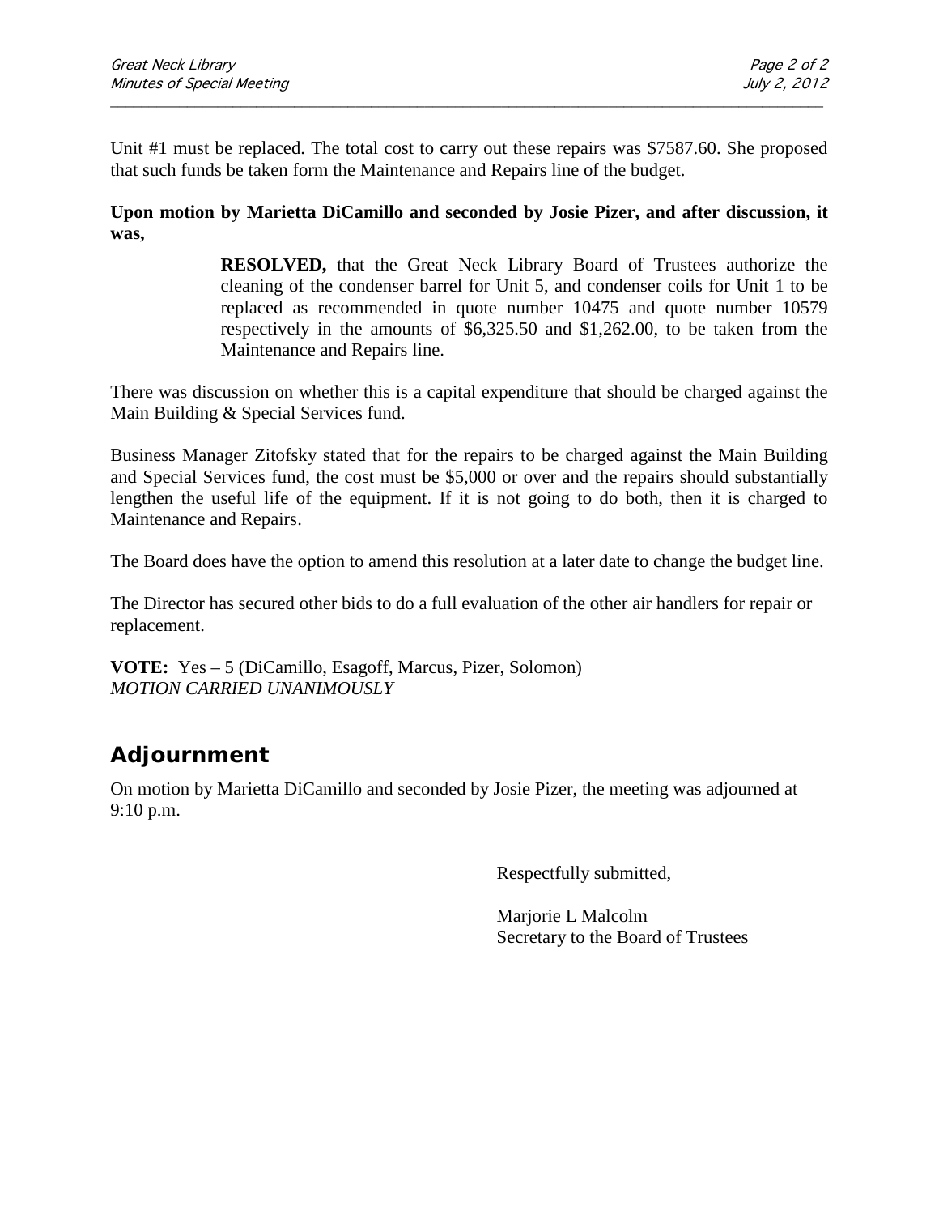Unit #1 must be replaced. The total cost to carry out these repairs was $7587.60. She proposed that such funds be taken form the Maintenance and Repairs line of the budget.

**Upon motion by Marietta DiCamillo and seconded by Josie Pizer, and after discussion, it was,**

> **RESOLVED,** that the Great Neck Library Board of Trustees authorize the cleaning of the condenser barrel for Unit 5, and condenser coils for Unit 1 to be replaced as recommended in quote number 10475 and quote number 10579 respectively in the amounts of $6,325.50 and $1,262.00, to be taken from the Maintenance and Repairs line.

There was discussion on whether this is a capital expenditure that should be charged against the Main Building & Special Services fund.

Business Manager Zitofsky stated that for the repairs to be charged against the Main Building and Special Services fund, the cost must be $5,000 or over and the repairs should substantially lengthen the useful life of the equipment. If it is not going to do both, then it is charged to Maintenance and Repairs.

The Board does have the option to amend this resolution at a later date to change the budget line.

The Director has secured other bids to do a full evaluation of the other air handlers for repair or replacement.

**VOTE:** Yes – 5 (DiCamillo, Esagoff, Marcus, Pizer, Solomon)
*MOTION CARRIED UNANIMOUSLY*

## Adjournment

On motion by Marietta DiCamillo and seconded by Josie Pizer, the meeting was adjourned at 9:10 p.m.

Respectfully submitted,

Marjorie L Malcolm
Secretary to the Board of Trustees